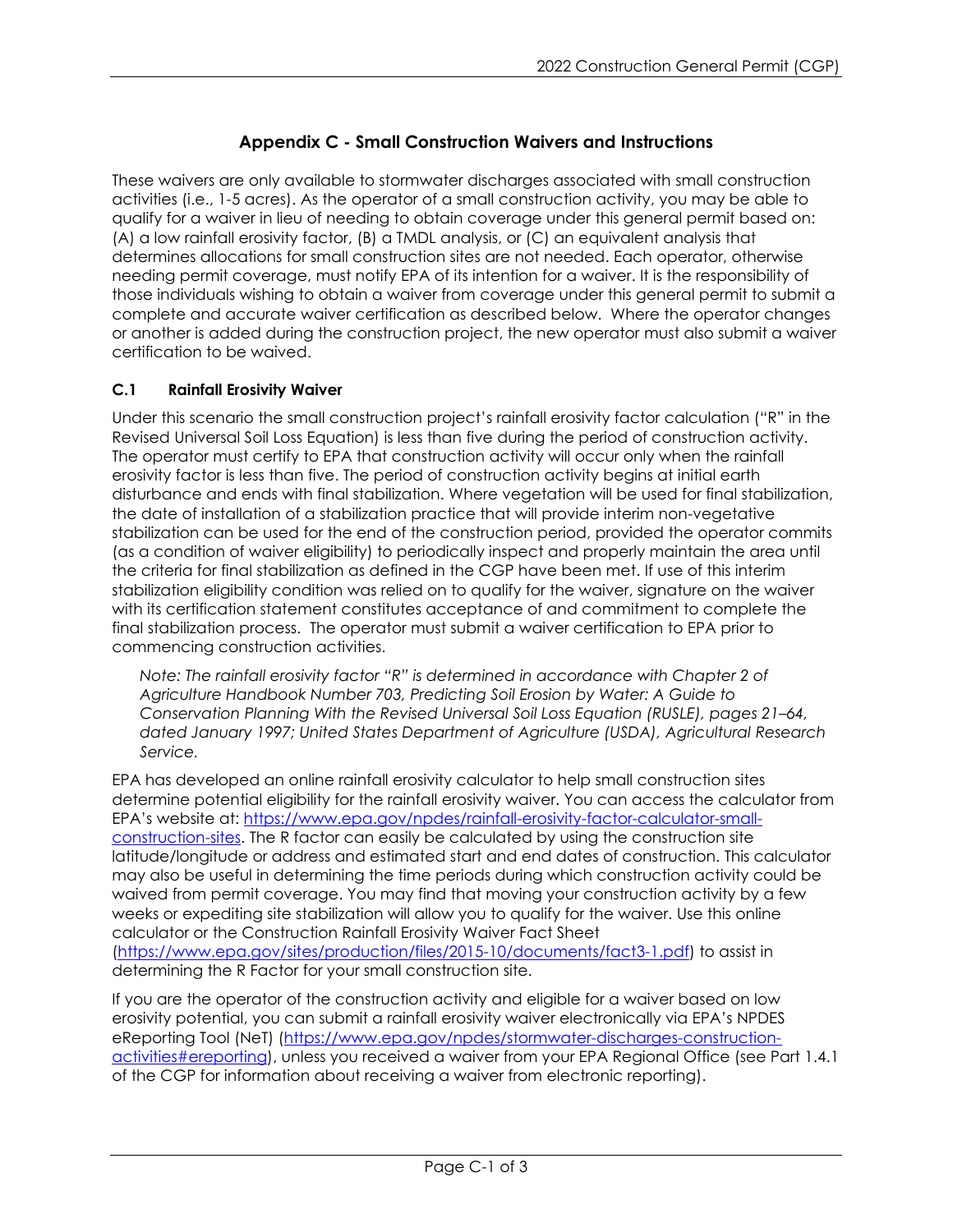# Appendix C - Small Construction Waivers and Instructions

These waivers are only available to stormwater discharges associated with small construction activities (i.e., 1-5 acres). As the operator of a small construction activity, you may be able to qualify for a waiver in lieu of needing to obtain coverage under this general permit based on: (A) a low rainfall erosivity factor, (B) a TMDL analysis, or (C) an equivalent analysis that determines allocations for small construction sites are not needed. Each operator, otherwise needing permit coverage, must notify EPA of its intention for a waiver. It is the responsibility of those individuals wishing to obtain a waiver from coverage under this general permit to submit a complete and accurate waiver certification as described below. Where the operator changes or another is added during the construction project, the new operator must also submit a waiver certification to be waived.

## C.1 Rainfall Erosivity Waiver

Under this scenario the small construction project's rainfall erosivity factor calculation ("R" in the Revised Universal Soil Loss Equation) is less than five during the period of construction activity. The operator must certify to EPA that construction activity will occur only when the rainfall erosivity factor is less than five. The period of construction activity begins at initial earth disturbance and ends with final stabilization. Where vegetation will be used for final stabilization, the date of installation of a stabilization practice that will provide interim non-vegetative stabilization can be used for the end of the construction period, provided the operator commits (as a condition of waiver eligibility) to periodically inspect and properly maintain the area until the criteria for final stabilization as defined in the CGP have been met. If use of this interim stabilization eligibility condition was relied on to qualify for the waiver, signature on the waiver with its certification statement constitutes acceptance of and commitment to complete the final stabilization process. The operator must submit a waiver certification to EPA prior to commencing construction activities.

*Note: The rainfall erosivity factor "R" is determined in accordance with Chapter 2 of Agriculture Handbook Number 703, Predicting Soil Erosion by Water: A Guide to Conservation Planning With the Revised Universal Soil Loss Equation (RUSLE), pages 21–64, dated January 1997; United States Department of Agriculture (USDA), Agricultural Research Service.*

EPA has developed an online rainfall erosivity calculator to help small construction sites determine potential eligibility for the rainfall erosivity waiver. You can access the calculator from EPA's website at: [https://www.epa.gov/npdes/rainfall-erosivity-factor-calculator-small-construction-sites](https://www.epa.gov/npdes/rainfall-erosivity-factor-calculator-small-construction-sites). The R factor can easily be calculated by using the construction site latitude/longitude or address and estimated start and end dates of construction. This calculator may also be useful in determining the time periods during which construction activity could be waived from permit coverage. You may find that moving your construction activity by a few weeks or expediting site stabilization will allow you to qualify for the waiver. Use this online calculator or the Construction Rainfall Erosivity Waiver Fact Sheet ([https://www.epa.gov/sites/production/files/2015-10/documents/fact3-1.pdf](https://www.epa.gov/sites/production/files/2015-10/documents/fact3-1.pdf)) to assist in determining the R Factor for your small construction site.

If you are the operator of the construction activity and eligible for a waiver based on low erosivity potential, you can submit a rainfall erosivity waiver electronically via EPA's NPDES eReporting Tool (NeT) ([https://www.epa.gov/npdes/stormwater-discharges-construction-activities#ereporting](https://www.epa.gov/npdes/stormwater-discharges-construction-activities#ereporting)), unless you received a waiver from your EPA Regional Office (see Part 1.4.1 of the CGP for information about receiving a waiver from electronic reporting).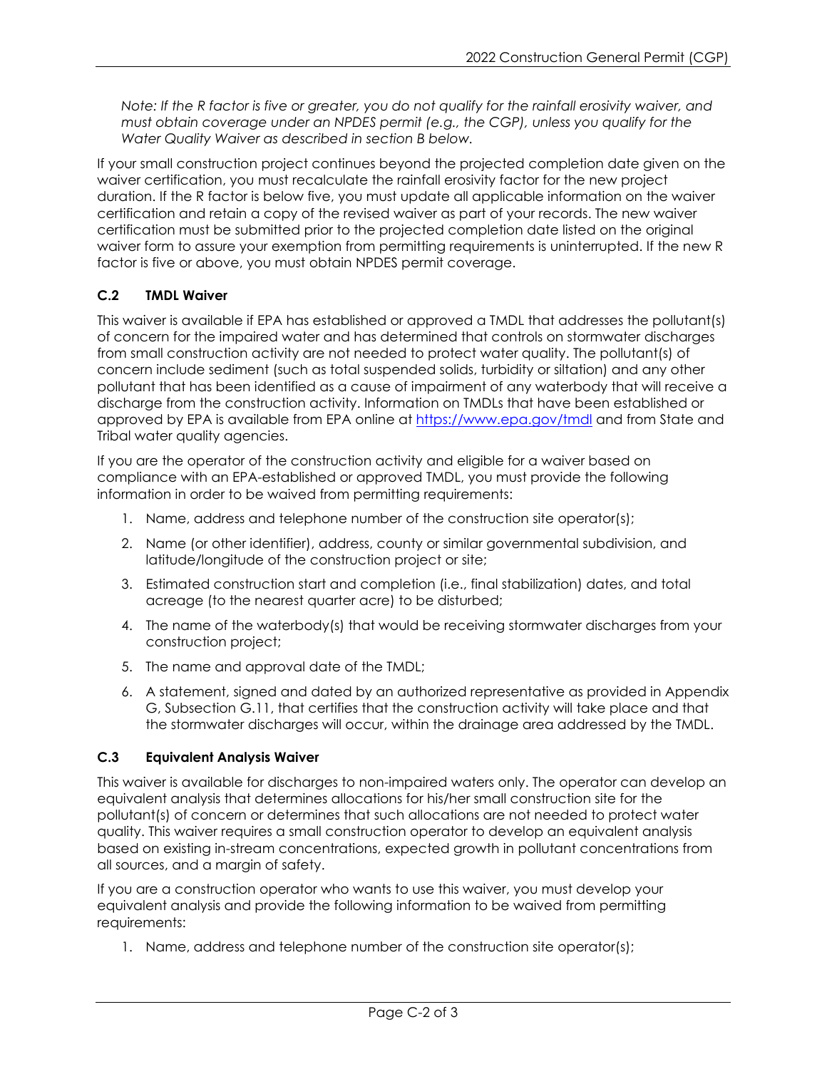*Note: If the R factor is five or greater, you do not qualify for the rainfall erosivity waiver, and must obtain coverage under an NPDES permit (e.g., the CGP), unless you qualify for the Water Quality Waiver as described in section B below.*

If your small construction project continues beyond the projected completion date given on the waiver certification, you must recalculate the rainfall erosivity factor for the new project duration. If the R factor is below five, you must update all applicable information on the waiver certification and retain a copy of the revised waiver as part of your records. The new waiver certification must be submitted prior to the projected completion date listed on the original waiver form to assure your exemption from permitting requirements is uninterrupted. If the new R factor is five or above, you must obtain NPDES permit coverage.

### C.2 TMDL Waiver

This waiver is available if EPA has established or approved a TMDL that addresses the pollutant(s) of concern for the impaired water and has determined that controls on stormwater discharges from small construction activity are not needed to protect water quality. The pollutant(s) of concern include sediment (such as total suspended solids, turbidity or siltation) and any other pollutant that has been identified as a cause of impairment of any waterbody that will receive a discharge from the construction activity. Information on TMDLs that have been established or approved by EPA is available from EPA online at https://www.epa.gov/tmdl and from State and Tribal water quality agencies.

If you are the operator of the construction activity and eligible for a waiver based on compliance with an EPA-established or approved TMDL, you must provide the following information in order to be waived from permitting requirements:

1. Name, address and telephone number of the construction site operator(s);
2. Name (or other identifier), address, county or similar governmental subdivision, and latitude/longitude of the construction project or site;
3. Estimated construction start and completion (i.e., final stabilization) dates, and total acreage (to the nearest quarter acre) to be disturbed;
4. The name of the waterbody(s) that would be receiving stormwater discharges from your construction project;
5. The name and approval date of the TMDL;
6. A statement, signed and dated by an authorized representative as provided in Appendix G, Subsection G.11, that certifies that the construction activity will take place and that the stormwater discharges will occur, within the drainage area addressed by the TMDL.

### C.3 Equivalent Analysis Waiver

This waiver is available for discharges to non-impaired waters only. The operator can develop an equivalent analysis that determines allocations for his/her small construction site for the pollutant(s) of concern or determines that such allocations are not needed to protect water quality. This waiver requires a small construction operator to develop an equivalent analysis based on existing in-stream concentrations, expected growth in pollutant concentrations from all sources, and a margin of safety.

If you are a construction operator who wants to use this waiver, you must develop your equivalent analysis and provide the following information to be waived from permitting requirements:

1. Name, address and telephone number of the construction site operator(s);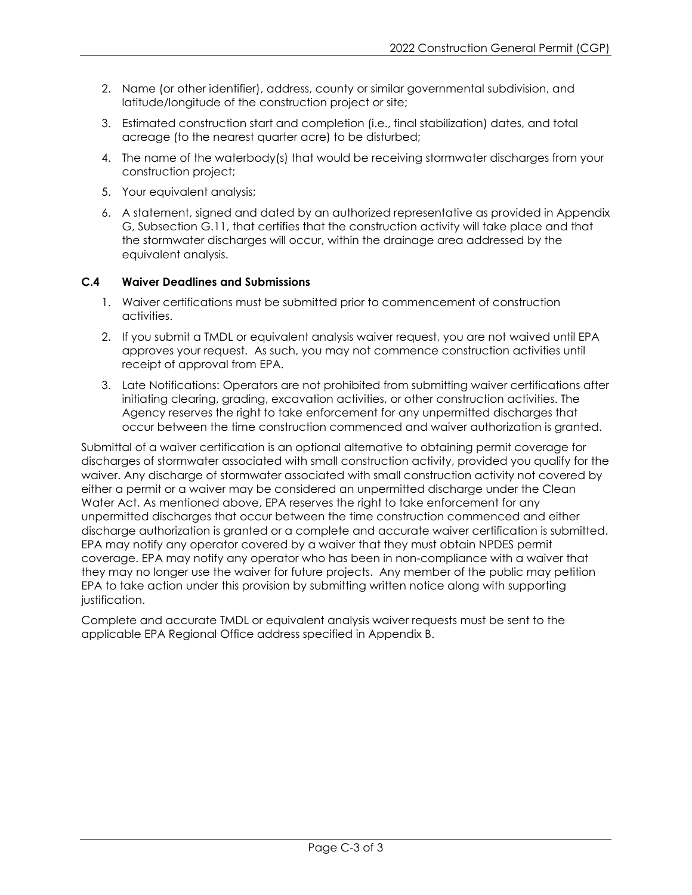2. Name (or other identifier), address, county or similar governmental subdivision, and latitude/longitude of the construction project or site;
3. Estimated construction start and completion (i.e., final stabilization) dates, and total acreage (to the nearest quarter acre) to be disturbed;
4. The name of the waterbody(s) that would be receiving stormwater discharges from your construction project;
5. Your equivalent analysis;
6. A statement, signed and dated by an authorized representative as provided in Appendix G, Subsection G.11, that certifies that the construction activity will take place and that the stormwater discharges will occur, within the drainage area addressed by the equivalent analysis.

### C.4 Waiver Deadlines and Submissions

1. Waiver certifications must be submitted prior to commencement of construction activities.
2. If you submit a TMDL or equivalent analysis waiver request, you are not waived until EPA approves your request. As such, you may not commence construction activities until receipt of approval from EPA.
3. Late Notifications: Operators are not prohibited from submitting waiver certifications after initiating clearing, grading, excavation activities, or other construction activities. The Agency reserves the right to take enforcement for any unpermitted discharges that occur between the time construction commenced and waiver authorization is granted.

Submittal of a waiver certification is an optional alternative to obtaining permit coverage for discharges of stormwater associated with small construction activity, provided you qualify for the waiver. Any discharge of stormwater associated with small construction activity not covered by either a permit or a waiver may be considered an unpermitted discharge under the Clean Water Act. As mentioned above, EPA reserves the right to take enforcement for any unpermitted discharges that occur between the time construction commenced and either discharge authorization is granted or a complete and accurate waiver certification is submitted. EPA may notify any operator covered by a waiver that they must obtain NPDES permit coverage. EPA may notify any operator who has been in non-compliance with a waiver that they may no longer use the waiver for future projects. Any member of the public may petition EPA to take action under this provision by submitting written notice along with supporting justification.

Complete and accurate TMDL or equivalent analysis waiver requests must be sent to the applicable EPA Regional Office address specified in Appendix B.